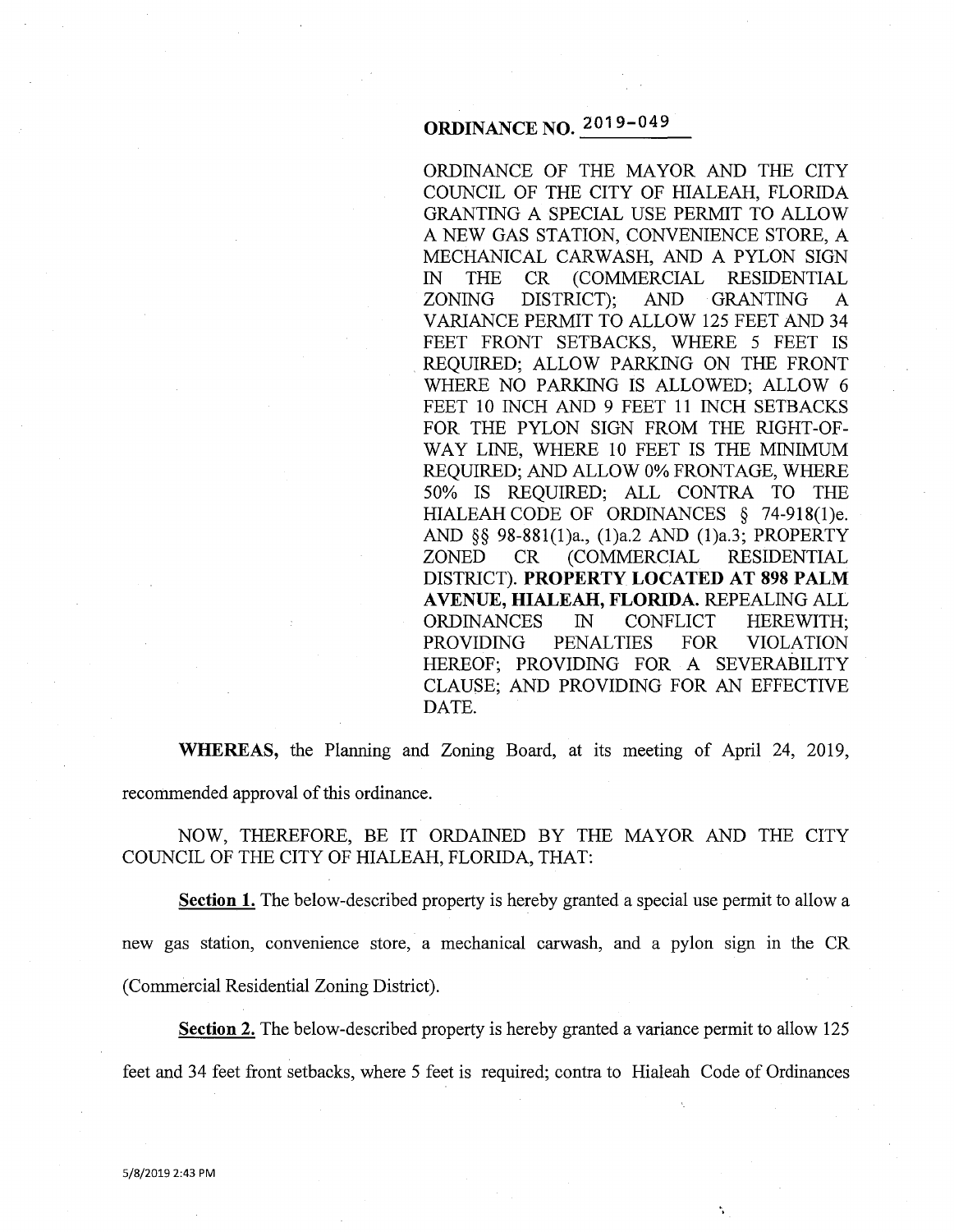# ORDINANCE NO. 2019-049

ORDINANCE OF THE MAYOR AND THE CITY COUNCIL OF THE CITY OF HIALEAH, FLORIDA GRANTING A SPECIAL USE PERMIT TO ALLOW A NEW GAS STATION, CONVENIENCE STORE, A MECHANICAL CARWASH, AND A PYLON SIGN IN THE CR (COMMERCIAL RESIDENTIAL ZONING DISTRICT); AND GRANTING A VARIANCE PERMIT TO ALLOW 125 FEET AND 34 FEET FRONT SETBACKS, WHERE 5 FEET IS REQUIRED; ALLOW PARKING ON THE FRONT WHERE NO PARKING IS ALLOWED; ALLOW 6 FEET 10 INCH AND 9 FEET 11 INCH SETBACKS FOR THE PYLON SIGN FROM THE RIGHT-OF-WAY LINE, WHERE 10 FEET IS THE MINIMUM REQUIRED; AND ALLOW 0% FRONTAGE, WHERE 50% IS REQUIRED; ALL CONTRA TO THE HIALEAH CODE OF ORDINANCES § 74-918(1)e. AND §§ 98-881(1)a., (1)a.2 AND (1)a.3; PROPERTY ZONED CR (COMMERCIAL RESIDENTIAL DISTRICT). **PROPERTY LOCATED AT 898 PALM AVENUE, HIALEAH, FLORIDA.** REPEALING ALL ORDINANCES IN CONFLICT HEREWITH; PROVIDING PENALTIES FOR VIOLATION HEREOF; PROVIDING FOR A SEVERABILITY CLAUSE; AND PROVIDING FOR AN EFFECTIVE DATE.

**WHEREAS,** the Planning and Zoning Board, at its meeting of April 24, 2019, recommended approval of this ordinance.

NOW, THEREFORE, BE IT ORDAINED BY THE MAYOR AND THE CITY COUNCIL OF THE CITY OF HIALEAH, FLORIDA, THAT:

**Section 1.** The below-described property is hereby granted a special use permit to allow a new gas station, convenience store, a mechanical carwash, and a pylon sign in the CR (Commercial Residential Zoning District).

**Section 2.** The below-described property is hereby granted a variance permit to allow 125 feet and 34 feet front setbacks, where 5 feet is required; contra to Hialeah Code of Ordinances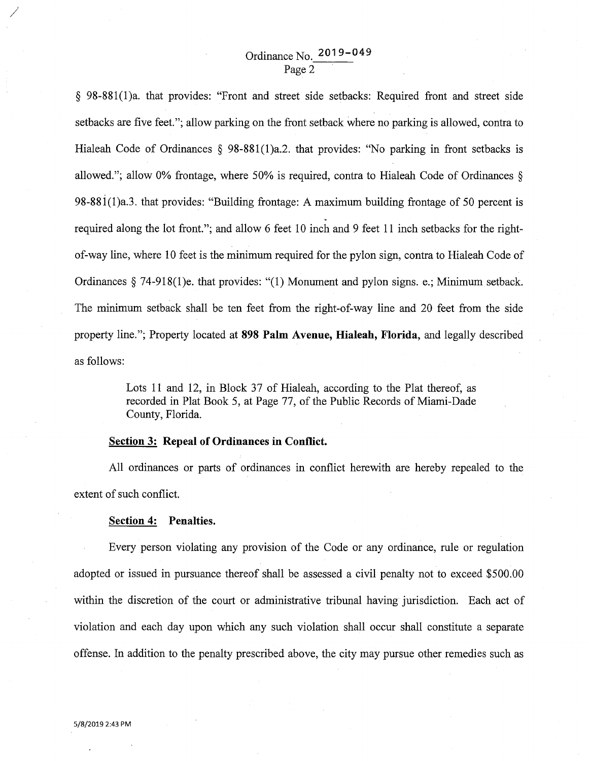§ 98-881(1)a. that provides: "Front and street side setbacks: Required front and street side setbacks are five feet."; allow parking on the front setback where no parking is allowed, contra to Hialeah Code of Ordinances § 98-881(1)a.2. that provides: "No parking in front setbacks is allowed."; allow 0% frontage, where 50% is required, contra to Hialeah Code of Ordinances § 98-881(1)a.3. that provides: "Building frontage: A maximum building frontage of 50 percent is required along the lot front."; and allow 6 feet 10 inch and 9 feet 11 inch setbacks for the right-of-way line, where 10 feet is the minimum required for the pylon sign, contra to Hialeah Code of Ordinances § 74-918(1)e. that provides: "(1) Monument and pylon signs. e.; Minimum setback. The minimum setback shall be ten feet from the right-of-way line and 20 feet from the side property line."; Property located at **898 Palm Avenue, Hialeah, Florida,** and legally described as follows:

> Lots 11 and 12, in Block 37 of Hialeah, according to the Plat thereof, as recorded in Plat Book 5, at Page 77, of the Public Records of Miami-Dade County, Florida.

**Section 3: Repeal of Ordinances in Conflict.**

All ordinances or parts of ordinances in conflict herewith are hereby repealed to the extent of such conflict.

**Section 4: Penalties.**

Every person violating any provision of the Code or any ordinance, rule or regulation adopted or issued in pursuance thereof shall be assessed a civil penalty not to exceed $500.00 within the discretion of the court or administrative tribunal having jurisdiction. Each act of violation and each day upon which any such violation shall occur shall constitute a separate offense. In addition to the penalty prescribed above, the city may pursue other remedies such as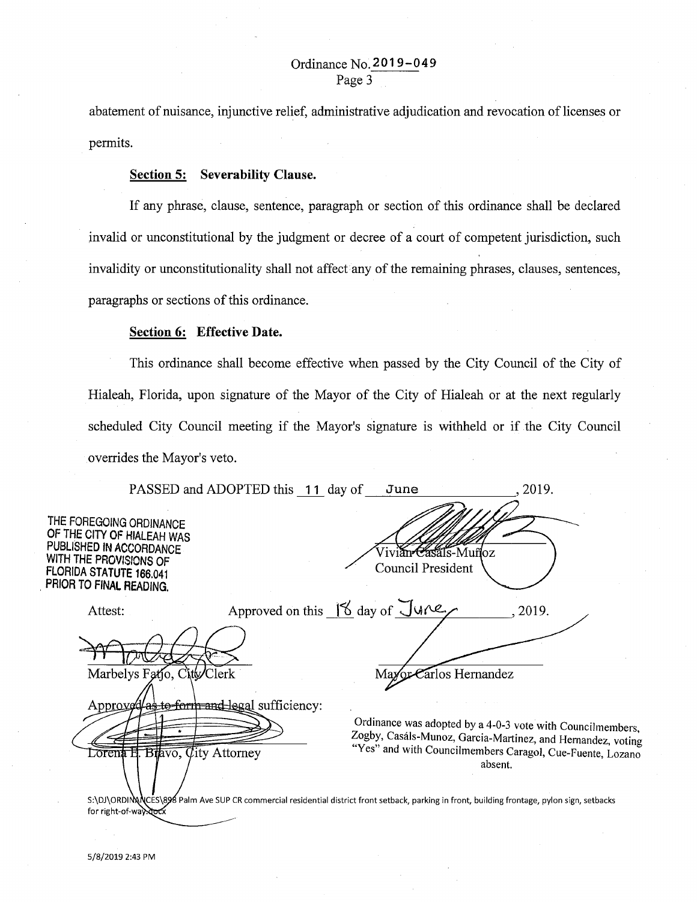abatement of nuisance, injunctive relief, administrative adjudication and revocation of licenses or permits.

**Section 5: Severability Clause.**

If any phrase, clause, sentence, paragraph or section of this ordinance shall be declared invalid or unconstitutional by the judgment or decree of a court of competent jurisdiction, such invalidity or unconstitutionality shall not affect any of the remaining phrases, clauses, sentences, paragraphs or sections of this ordinance.

**Section 6: Effective Date.**

This ordinance shall become effective when passed by the City Council of the City of Hialeah, Florida, upon signature of the Mayor of the City of Hialeah or at the next regularly scheduled City Council meeting if the Mayor's signature is withheld or if the City Council overrides the Mayor's veto.

PASSED and ADOPTED this 11 day of June, 2019.

THE FOREGOING ORDINANCE OF THE CITY OF HIALEAH WAS PUBLISHED IN ACCORDANCE WITH THE PROVISIONS OF FLORIDA STATUTE 166.041 PRIOR TO FINAL READING.

Vivian Casáls-Muñoz
Council President

Attest:

Approved on this 18 day of June, 2019.

Marbelys Fatjo, City Clerk

Mayor Carlos Hernandez

Approved as to form and legal sufficiency:

Lorena E. Bravo, City Attorney

Ordinance was adopted by a 4-0-3 vote with Councilmembers, Zogby, Casáls-Munoz, Garcia-Martinez, and Hernandez, voting "Yes" and with Councilmembers Caragol, Cue-Fuente, Lozano absent.

S:\DJ\ORDINANCES\898 Palm Ave SUP CR commercial residential district front setback, parking in front, building frontage, pylon sign, setbacks for right-of-way.docx

5/8/2019 2:43 PM